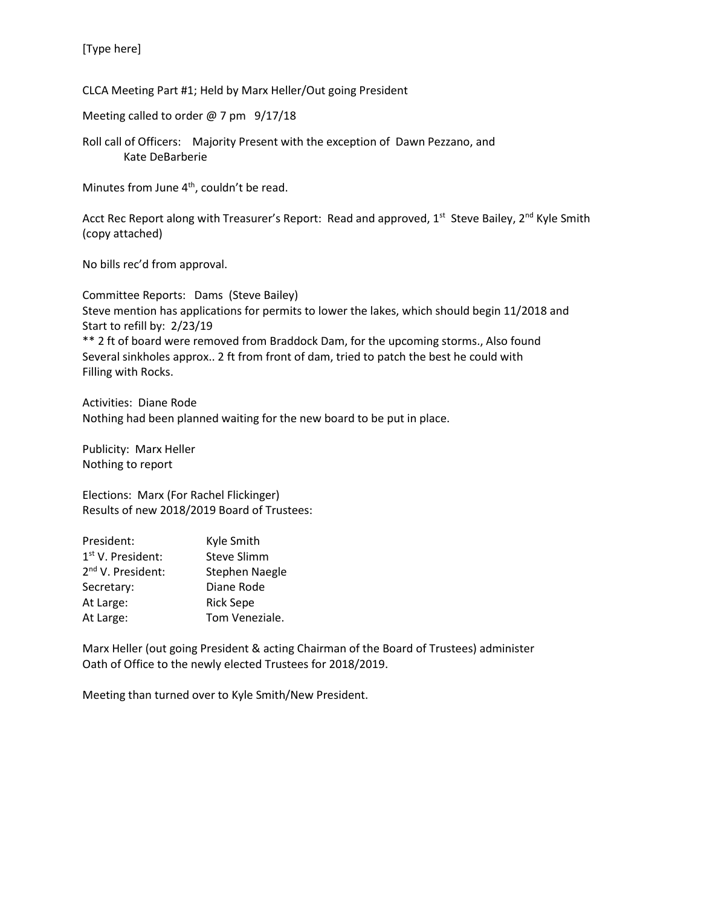[Type here]

CLCA Meeting Part #1; Held by Marx Heller/Out going President

Meeting called to order @ 7 pm 9/17/18

Roll call of Officers: Majority Present with the exception of Dawn Pezzano, and Kate DeBarberie

Minutes from June 4th, couldn't be read.

Acct Rec Report along with Treasurer's Report: Read and approved, 1st Steve Bailey, 2nd Kyle Smith (copy attached)

No bills rec'd from approval.

Committee Reports: Dams (Steve Bailey)
Steve mention has applications for permits to lower the lakes, which should begin 11/2018 and Start to refill by: 2/23/19
** 2 ft of board were removed from Braddock Dam, for the upcoming storms., Also found Several sinkholes approx.. 2 ft from front of dam, tried to patch the best he could with Filling with Rocks.

Activities: Diane Rode
Nothing had been planned waiting for the new board to be put in place.

Publicity: Marx Heller
Nothing to report

Elections: Marx (For Rachel Flickinger)
Results of new 2018/2019 Board of Trustees:

| | |
|---|---|
| President: | Kyle Smith |
| 1st V. President: | Steve Slimm |
| 2nd V. President: | Stephen Naegle |
| Secretary: | Diane Rode |
| At Large: | Rick Sepe |
| At Large: | Tom Veneziale. |

Marx Heller (out going President & acting Chairman of the Board of Trustees) administer Oath of Office to the newly elected Trustees for 2018/2019.

Meeting than turned over to Kyle Smith/New President.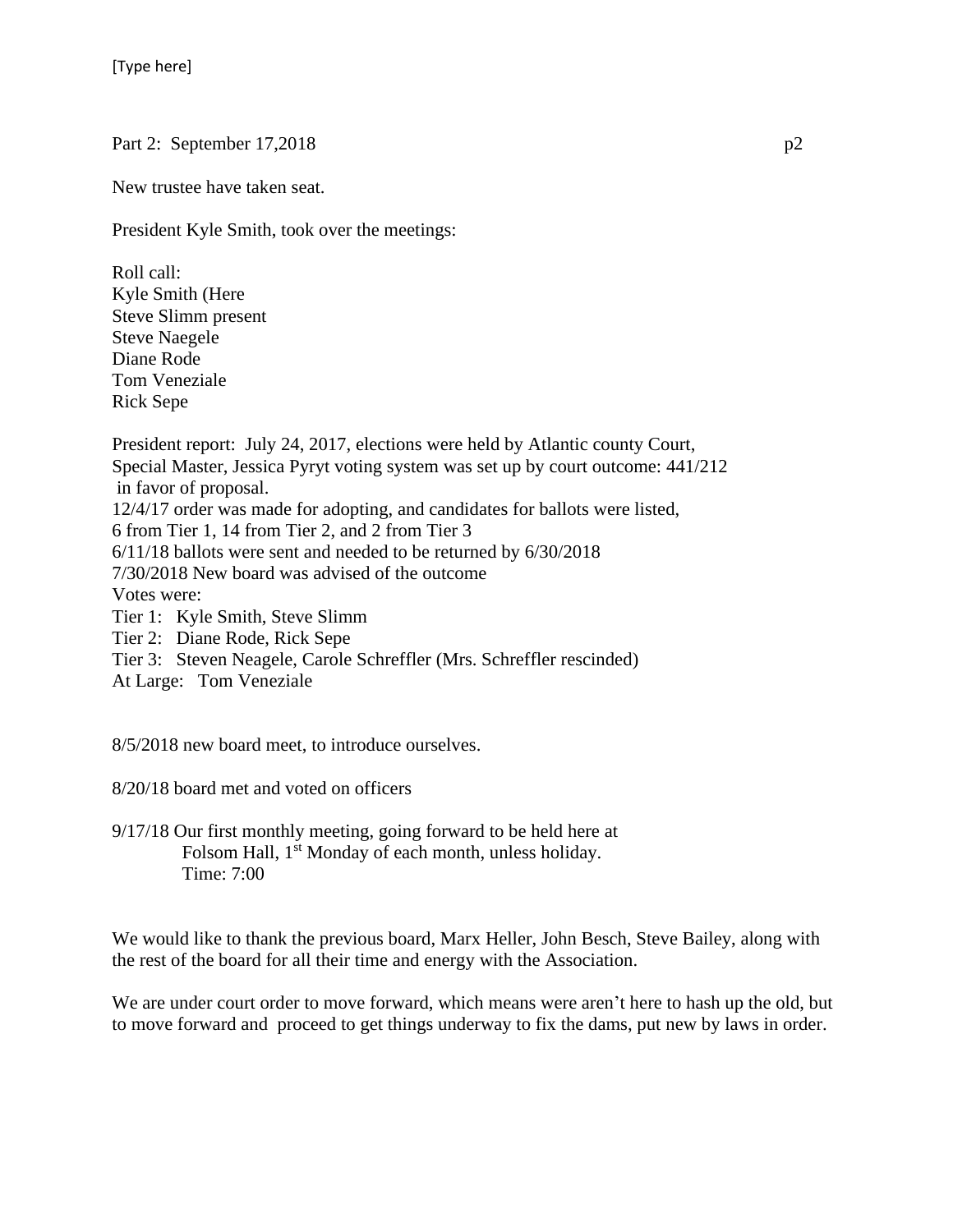Part 2: September 17,2018

New trustee have taken seat.

President Kyle Smith, took over the meetings:

Roll call:
Kyle Smith (Here
Steve Slimm present
Steve Naegele
Diane Rode
Tom Veneziale
Rick Sepe

President report: July 24, 2017, elections were held by Atlantic county Court, Special Master, Jessica Pyryt voting system was set up by court outcome: 441/212 in favor of proposal.
12/4/17 order was made for adopting, and candidates for ballots were listed, 6 from Tier 1, 14 from Tier 2, and 2 from Tier 3
6/11/18 ballots were sent and needed to be returned by 6/30/2018
7/30/2018 New board was advised of the outcome
Votes were:
Tier 1: Kyle Smith, Steve Slimm
Tier 2: Diane Rode, Rick Sepe
Tier 3: Steven Neagele, Carole Schreffler (Mrs. Schreffler rescinded)
At Large: Tom Veneziale

8/5/2018 new board meet, to introduce ourselves.

8/20/18 board met and voted on officers

9/17/18 Our first monthly meeting, going forward to be held here at Folsom Hall, 1st Monday of each month, unless holiday.
Time: 7:00

We would like to thank the previous board, Marx Heller, John Besch, Steve Bailey, along with the rest of the board for all their time and energy with the Association.

We are under court order to move forward, which means were aren't here to hash up the old, but to move forward and proceed to get things underway to fix the dams, put new by laws in order.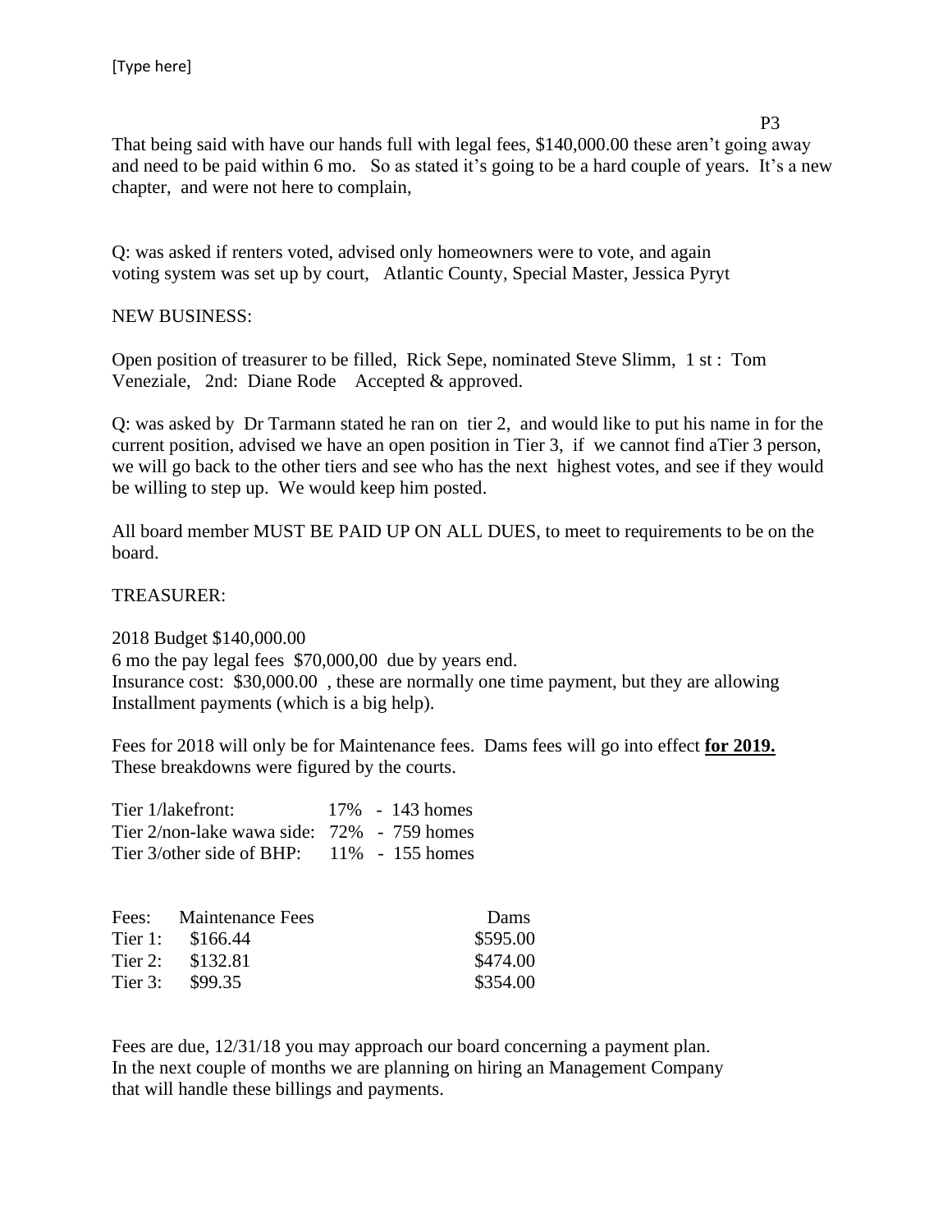That being said with have our hands full with legal fees, $140,000.00 these aren't going away and need to be paid within 6 mo. So as stated it's going to be a hard couple of years. It's a new chapter, and were not here to complain,

Q: was asked if renters voted, advised only homeowners were to vote, and again voting system was set up by court, Atlantic County, Special Master, Jessica Pyryt

NEW BUSINESS:

Open position of treasurer to be filled, Rick Sepe, nominated Steve Slimm, 1 st : Tom Veneziale, 2nd: Diane Rode Accepted & approved.

Q: was asked by Dr Tarmann stated he ran on tier 2, and would like to put his name in for the current position, advised we have an open position in Tier 3, if we cannot find aTier 3 person, we will go back to the other tiers and see who has the next highest votes, and see if they would be willing to step up. We would keep him posted.

All board member MUST BE PAID UP ON ALL DUES, to meet to requirements to be on the board.

TREASURER:

2018 Budget $140,000.00
6 mo the pay legal fees $70,000,00 due by years end.
Insurance cost: $30,000.00 , these are normally one time payment, but they are allowing Installment payments (which is a big help).

Fees for 2018 will only be for Maintenance fees. Dams fees will go into effect **for 2019.** These breakdowns were figured by the courts.

| | | |
|---|---|---|
| Tier 1/lakefront: | 17% | - 143 homes |
| Tier 2/non-lake wawa side: | 72% | - 759 homes |
| Tier 3/other side of BHP: | 11% | - 155 homes |

| Fees: | Maintenance Fees | Dams |
|---|---|---|
| Tier 1: | $166.44 | $595.00 |
| Tier 2: | $132.81 | $474.00 |
| Tier 3: | $99.35 | $354.00 |

Fees are due, 12/31/18 you may approach our board concerning a payment plan. In the next couple of months we are planning on hiring an Management Company that will handle these billings and payments.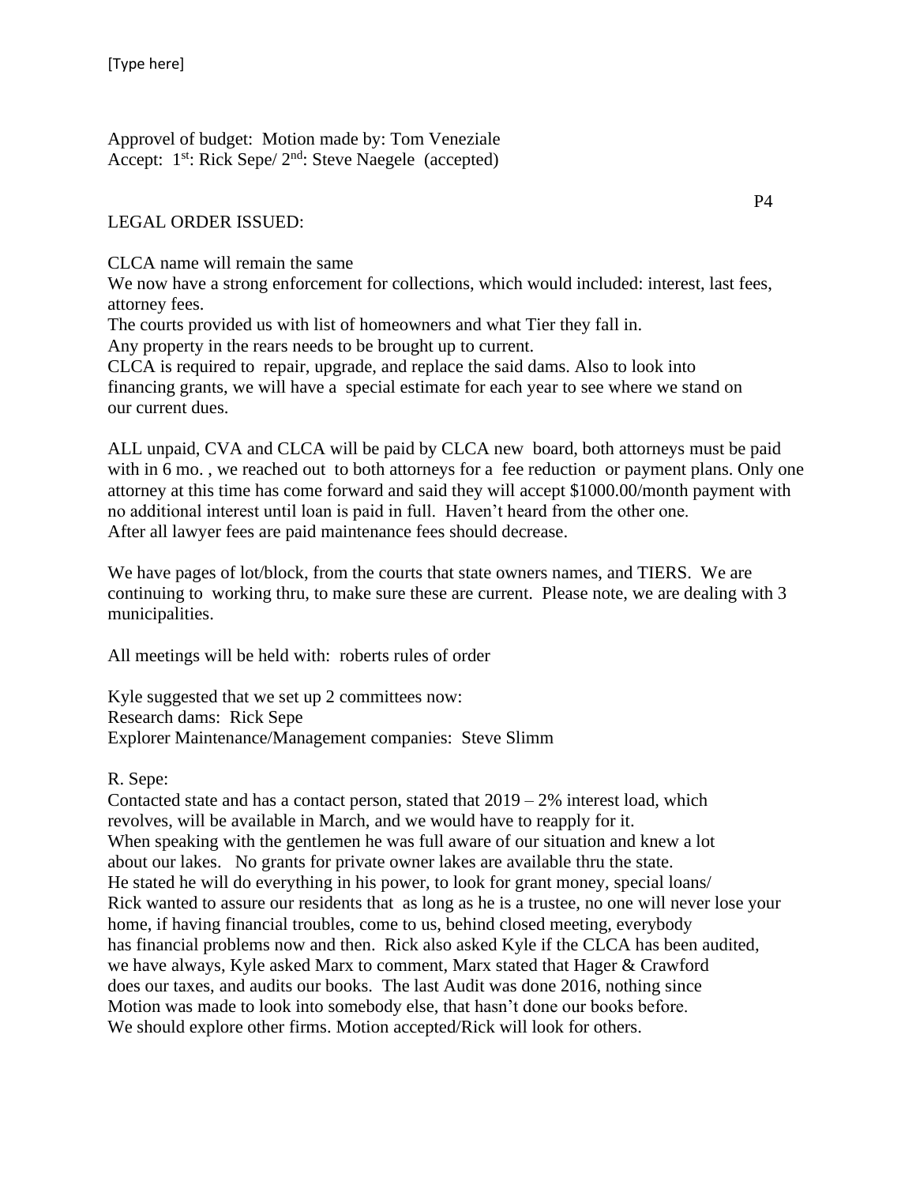Approvel of budget: Motion made by: Tom Veneziale
Accept: 1st: Rick Sepe/ 2nd: Steve Naegele (accepted)

LEGAL ORDER ISSUED:

CLCA name will remain the same
We now have a strong enforcement for collections, which would included: interest, last fees, attorney fees.
The courts provided us with list of homeowners and what Tier they fall in.
Any property in the rears needs to be brought up to current.
CLCA is required to repair, upgrade, and replace the said dams. Also to look into financing grants, we will have a special estimate for each year to see where we stand on our current dues.

ALL unpaid, CVA and CLCA will be paid by CLCA new board, both attorneys must be paid with in 6 mo. , we reached out to both attorneys for a fee reduction or payment plans. Only one attorney at this time has come forward and said they will accept $1000.00/month payment with no additional interest until loan is paid in full. Haven't heard from the other one.
After all lawyer fees are paid maintenance fees should decrease.

We have pages of lot/block, from the courts that state owners names, and TIERS. We are continuing to working thru, to make sure these are current. Please note, we are dealing with 3 municipalities.

All meetings will be held with: roberts rules of order

Kyle suggested that we set up 2 committees now:
Research dams: Rick Sepe
Explorer Maintenance/Management companies: Steve Slimm

R. Sepe:
Contacted state and has a contact person, stated that 2019 – 2% interest load, which revolves, will be available in March, and we would have to reapply for it.
When speaking with the gentlemen he was full aware of our situation and knew a lot about our lakes. No grants for private owner lakes are available thru the state.
He stated he will do everything in his power, to look for grant money, special loans/
Rick wanted to assure our residents that as long as he is a trustee, no one will never lose your home, if having financial troubles, come to us, behind closed meeting, everybody has financial problems now and then. Rick also asked Kyle if the CLCA has been audited, we have always, Kyle asked Marx to comment, Marx stated that Hager & Crawford does our taxes, and audits our books. The last Audit was done 2016, nothing since
Motion was made to look into somebody else, that hasn't done our books before.
We should explore other firms. Motion accepted/Rick will look for others.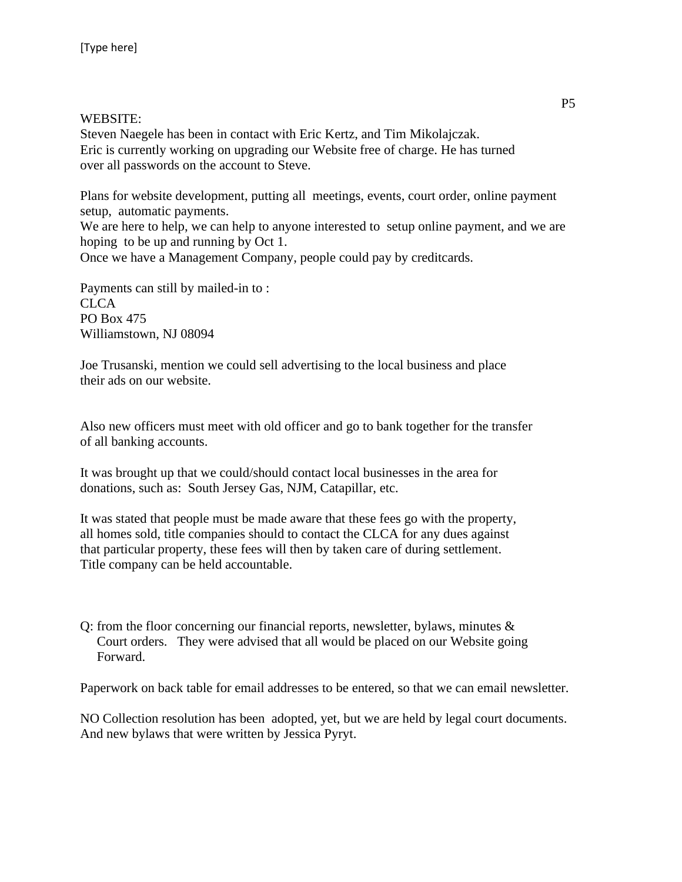WEBSITE:
Steven Naegele has been in contact with Eric Kertz, and Tim Mikolajczak.
Eric is currently working on upgrading our Website free of charge. He has turned over all passwords on the account to Steve.

Plans for website development, putting all meetings, events, court order, online payment setup, automatic payments.
We are here to help, we can help to anyone interested to setup online payment, and we are hoping to be up and running by Oct 1.
Once we have a Management Company, people could pay by creditcards.

Payments can still by mailed-in to :
CLCA
PO Box 475
Williamstown, NJ 08094

Joe Trusanski, mention we could sell advertising to the local business and place their ads on our website.

Also new officers must meet with old officer and go to bank together for the transfer of all banking accounts.

It was brought up that we could/should contact local businesses in the area for donations, such as: South Jersey Gas, NJM, Catapillar, etc.

It was stated that people must be made aware that these fees go with the property, all homes sold, title companies should to contact the CLCA for any dues against that particular property, these fees will then by taken care of during settlement. Title company can be held accountable.

Q: from the floor concerning our financial reports, newsletter, bylaws, minutes & Court orders. They were advised that all would be placed on our Website going Forward.

Paperwork on back table for email addresses to be entered, so that we can email newsletter.

NO Collection resolution has been adopted, yet, but we are held by legal court documents. And new bylaws that were written by Jessica Pyryt.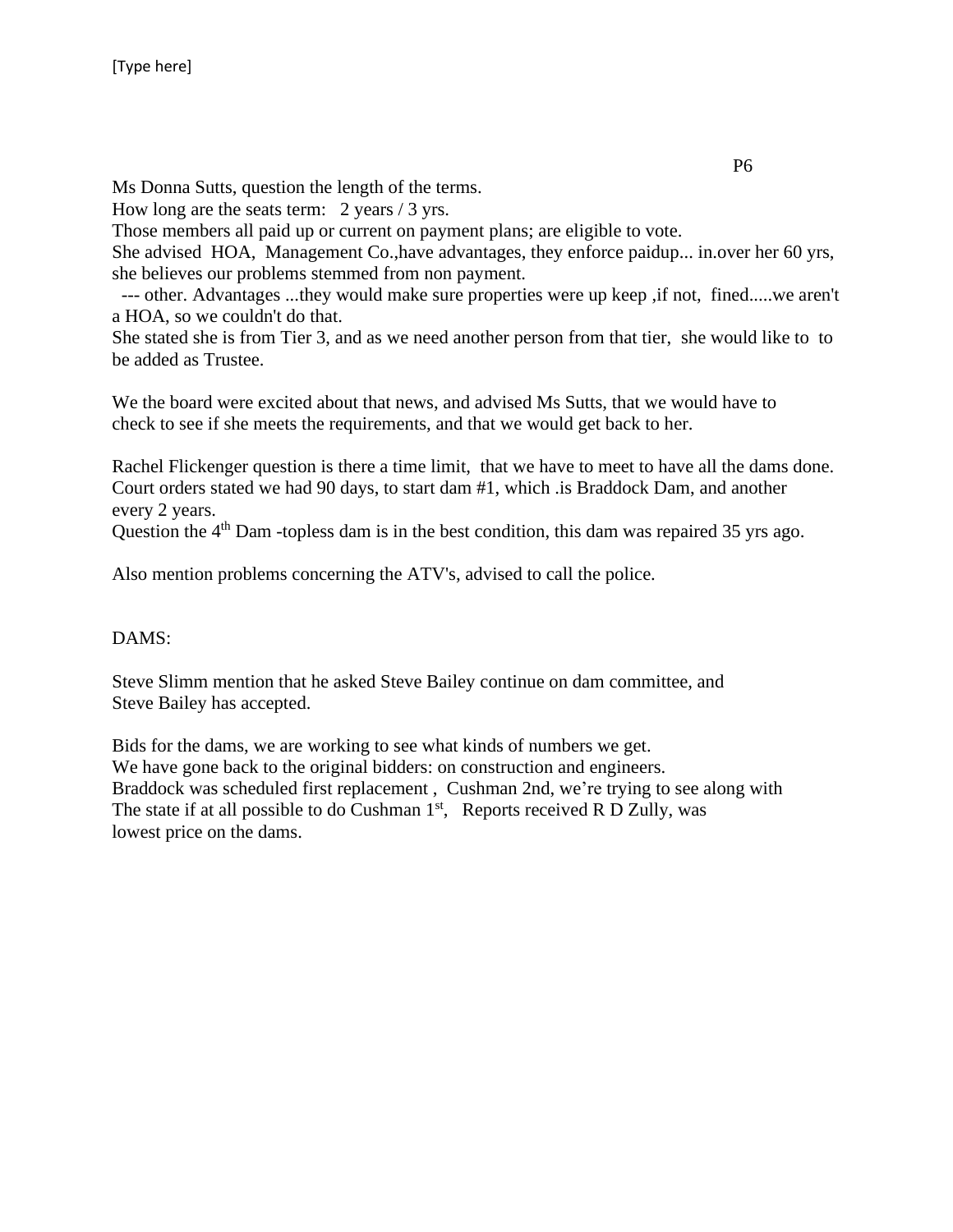Ms Donna Sutts, question the length of the terms.
How long are the seats term: 2 years / 3 yrs.
Those members all paid up or current on payment plans; are eligible to vote.
She advised HOA, Management Co.,have advantages, they enforce paidup... in.over her 60 yrs, she believes our problems stemmed from non payment.
--- other. Advantages ...they would make sure properties were up keep ,if not, fined.....we aren't a HOA, so we couldn't do that.
She stated she is from Tier 3, and as we need another person from that tier, she would like to to be added as Trustee.

We the board were excited about that news, and advised Ms Sutts, that we would have to check to see if she meets the requirements, and that we would get back to her.

Rachel Flickenger question is there a time limit, that we have to meet to have all the dams done.
Court orders stated we had 90 days, to start dam #1, which .is Braddock Dam, and another every 2 years.
Question the 4th Dam -topless dam is in the best condition, this dam was repaired 35 yrs ago.

Also mention problems concerning the ATV's, advised to call the police.

DAMS:

Steve Slimm mention that he asked Steve Bailey continue on dam committee, and Steve Bailey has accepted.

Bids for the dams, we are working to see what kinds of numbers we get.
We have gone back to the original bidders: on construction and engineers.
Braddock was scheduled first replacement , Cushman 2nd, we're trying to see along with The state if at all possible to do Cushman 1st, Reports received R D Zully, was lowest price on the dams.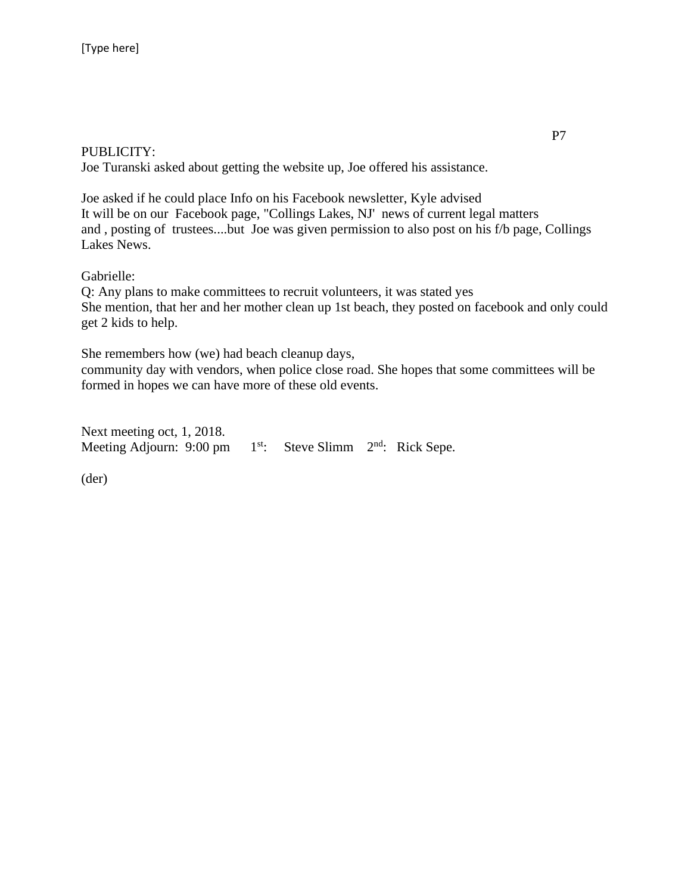PUBLICITY:
Joe Turanski asked about getting the website up, Joe offered his assistance.

Joe asked if he could place Info on his Facebook newsletter, Kyle advised
It will be on our Facebook page, "Collings Lakes, NJ' news of current legal matters
and , posting of trustees....but Joe was given permission to also post on his f/b page, Collings Lakes News.

Gabrielle:
Q: Any plans to make committees to recruit volunteers, it was stated yes
She mention, that her and her mother clean up 1st beach, they posted on facebook and only could get 2 kids to help.

She remembers how (we) had beach cleanup days,
community day with vendors, when police close road. She hopes that some committees will be formed in hopes we can have more of these old events.

Next meeting oct, 1, 2018.
Meeting Adjourn: 9:00 pm 1st: Steve Slimm 2nd: Rick Sepe.

(der)